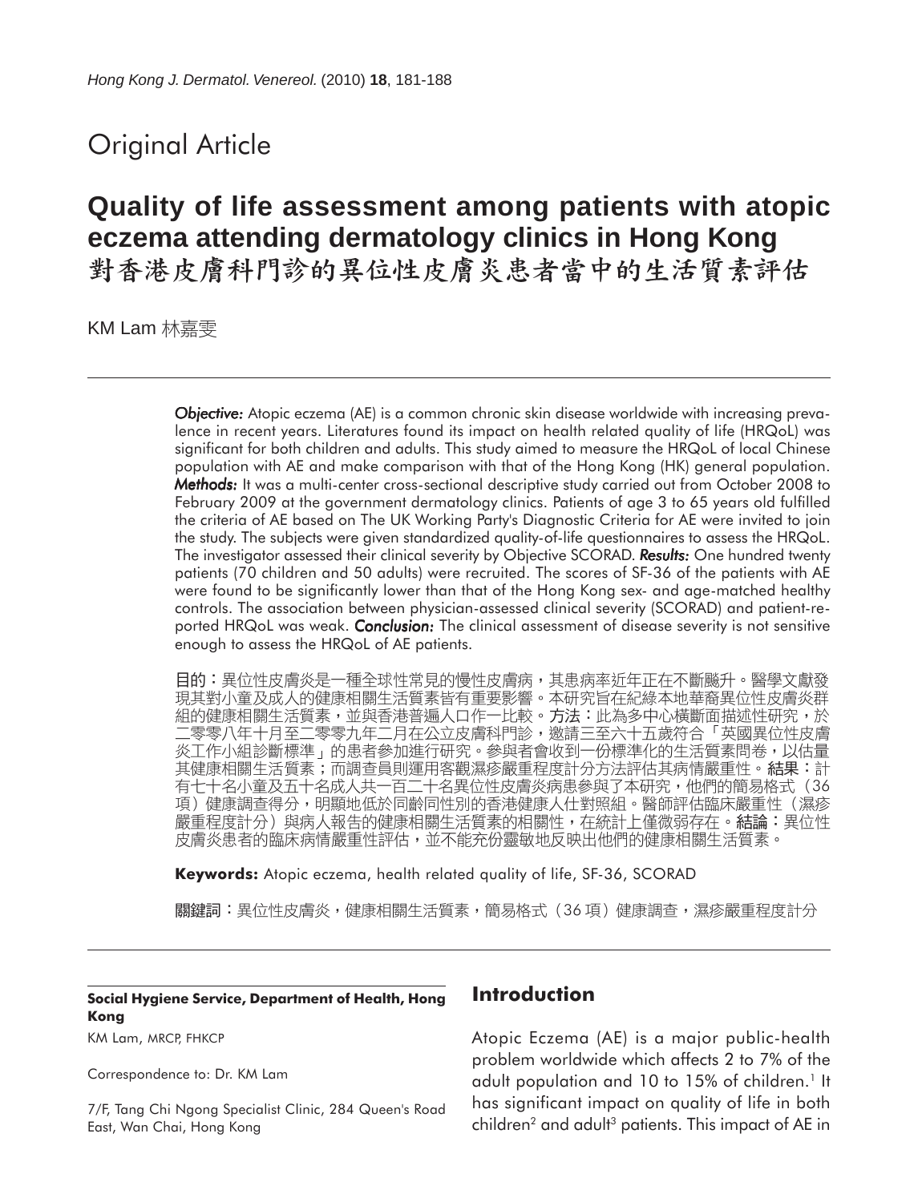Original Article

# Quality of life assessment among patients with atopic eczema attending dermatology clinics in Hong Kong
# 對香港皮膚科門診的異位性皮膚炎患者當中的生活質素評估

KM Lam 林嘉雯

***Objective:*** Atopic eczema (AE) is a common chronic skin disease worldwide with increasing prevalence in recent years. Literatures found its impact on health related quality of life (HRQoL) was significant for both children and adults. This study aimed to measure the HRQoL of local Chinese population with AE and make comparison with that of the Hong Kong (HK) general population. ***Methods:*** It was a multi-center cross-sectional descriptive study carried out from October 2008 to February 2009 at the government dermatology clinics. Patients of age 3 to 65 years old fulfilled the criteria of AE based on The UK Working Party's Diagnostic Criteria for AE were invited to join the study. The subjects were given standardized quality-of-life questionnaires to assess the HRQoL. The investigator assessed their clinical severity by Objective SCORAD. ***Results:*** One hundred twenty patients (70 children and 50 adults) were recruited. The scores of SF-36 of the patients with AE were found to be significantly lower than that of the Hong Kong sex- and age-matched healthy controls. The association between physician-assessed clinical severity (SCORAD) and patient-reported HRQoL was weak. ***Conclusion:*** The clinical assessment of disease severity is not sensitive enough to assess the HRQoL of AE patients.

**目的：**異位性皮膚炎是一種全球性常見的慢性皮膚病，其患病率近年正在不斷颷升。醫學文獻發現其對小童及成人的健康相關生活質素皆有重要影響。本研究旨在紀綠本地華裔異位性皮膚炎群組的健康相關生活質素，並與香港普遍人口作一比較。**方法：**此為多中心橫斷面描述性研究，於二零零八年十月至二零零九年二月在公立皮膚科門診，邀請三至六十五歲符合「英國異位性皮膚炎工作小組診斷標準」的患者參加進行研究。參與者會收到一份標準化的生活質素問卷，以估量其健康相關生活質素；而調查員則運用客觀濕疹嚴重程度計分方法評估其病情嚴重性。**結果：**計有七十名小童及五十名成人共一百二十名異位性皮膚炎病患參與了本研究，他們的簡易格式（36項）健康調查得分，明顯地低於同齡同性別的香港健康人仕對照組。醫師評估臨床嚴重性（濕疹嚴重程度計分）與病人報告的健康相關生活質素的相關性，在統計上僅微弱存在。**結論：**異位性皮膚炎患者的臨床病情嚴重性評估，並不能充份靈敏地反映出他們的健康相關生活質素。

**Keywords:** Atopic eczema, health related quality of life, SF-36, SCORAD

**關鍵詞：**異位性皮膚炎，健康相關生活質素，簡易格式（36項）健康調查，濕疹嚴重程度計分

**Social Hygiene Service, Department of Health, Hong Kong**

KM Lam, MRCP, FHKCP

Correspondence to: Dr. KM Lam

7/F, Tang Chi Ngong Specialist Clinic, 284 Queen's Road East, Wan Chai, Hong Kong

## Introduction

Atopic Eczema (AE) is a major public-health problem worldwide which affects 2 to 7% of the adult population and 10 to 15% of children.[1] It has significant impact on quality of life in both children[2] and adult[3] patients. This impact of AE in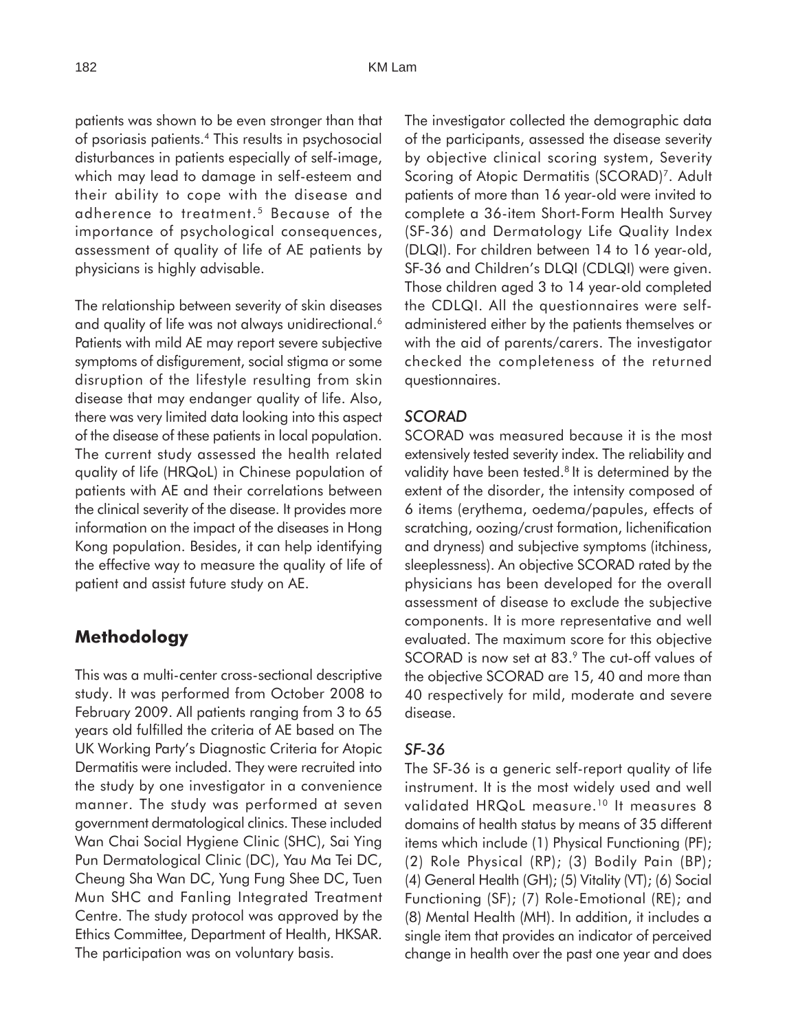patients was shown to be even stronger than that of psoriasis patients.[4] This results in psychosocial disturbances in patients especially of self-image, which may lead to damage in self-esteem and their ability to cope with the disease and adherence to treatment.[5] Because of the importance of psychological consequences, assessment of quality of life of AE patients by physicians is highly advisable.

The relationship between severity of skin diseases and quality of life was not always unidirectional.[6] Patients with mild AE may report severe subjective symptoms of disfigurement, social stigma or some disruption of the lifestyle resulting from skin disease that may endanger quality of life. Also, there was very limited data looking into this aspect of the disease of these patients in local population. The current study assessed the health related quality of life (HRQoL) in Chinese population of patients with AE and their correlations between the clinical severity of the disease. It provides more information on the impact of the diseases in Hong Kong population. Besides, it can help identifying the effective way to measure the quality of life of patient and assist future study on AE.

## Methodology

This was a multi-center cross-sectional descriptive study. It was performed from October 2008 to February 2009. All patients ranging from 3 to 65 years old fulfilled the criteria of AE based on The UK Working Party's Diagnostic Criteria for Atopic Dermatitis were included. They were recruited into the study by one investigator in a convenience manner. The study was performed at seven government dermatological clinics. These included Wan Chai Social Hygiene Clinic (SHC), Sai Ying Pun Dermatological Clinic (DC), Yau Ma Tei DC, Cheung Sha Wan DC, Yung Fung Shee DC, Tuen Mun SHC and Fanling Integrated Treatment Centre. The study protocol was approved by the Ethics Committee, Department of Health, HKSAR. The participation was on voluntary basis.

The investigator collected the demographic data of the participants, assessed the disease severity by objective clinical scoring system, Severity Scoring of Atopic Dermatitis (SCORAD)[7]. Adult patients of more than 16 year-old were invited to complete a 36-item Short-Form Health Survey (SF-36) and Dermatology Life Quality Index (DLQI). For children between 14 to 16 year-old, SF-36 and Children's DLQI (CDLQI) were given. Those children aged 3 to 14 year-old completed the CDLQI. All the questionnaires were self-administered either by the patients themselves or with the aid of parents/carers. The investigator checked the completeness of the returned questionnaires.

### *SCORAD*

SCORAD was measured because it is the most extensively tested severity index. The reliability and validity have been tested.[8] It is determined by the extent of the disorder, the intensity composed of 6 items (erythema, oedema/papules, effects of scratching, oozing/crust formation, lichenification and dryness) and subjective symptoms (itchiness, sleeplessness). An objective SCORAD rated by the physicians has been developed for the overall assessment of disease to exclude the subjective components. It is more representative and well evaluated. The maximum score for this objective SCORAD is now set at 83.[9] The cut-off values of the objective SCORAD are 15, 40 and more than 40 respectively for mild, moderate and severe disease.

### *SF-36*

The SF-36 is a generic self-report quality of life instrument. It is the most widely used and well validated HRQoL measure.[10] It measures 8 domains of health status by means of 35 different items which include (1) Physical Functioning (PF); (2) Role Physical (RP); (3) Bodily Pain (BP); (4) General Health (GH); (5) Vitality (VT); (6) Social Functioning (SF); (7) Role-Emotional (RE); and (8) Mental Health (MH). In addition, it includes a single item that provides an indicator of perceived change in health over the past one year and does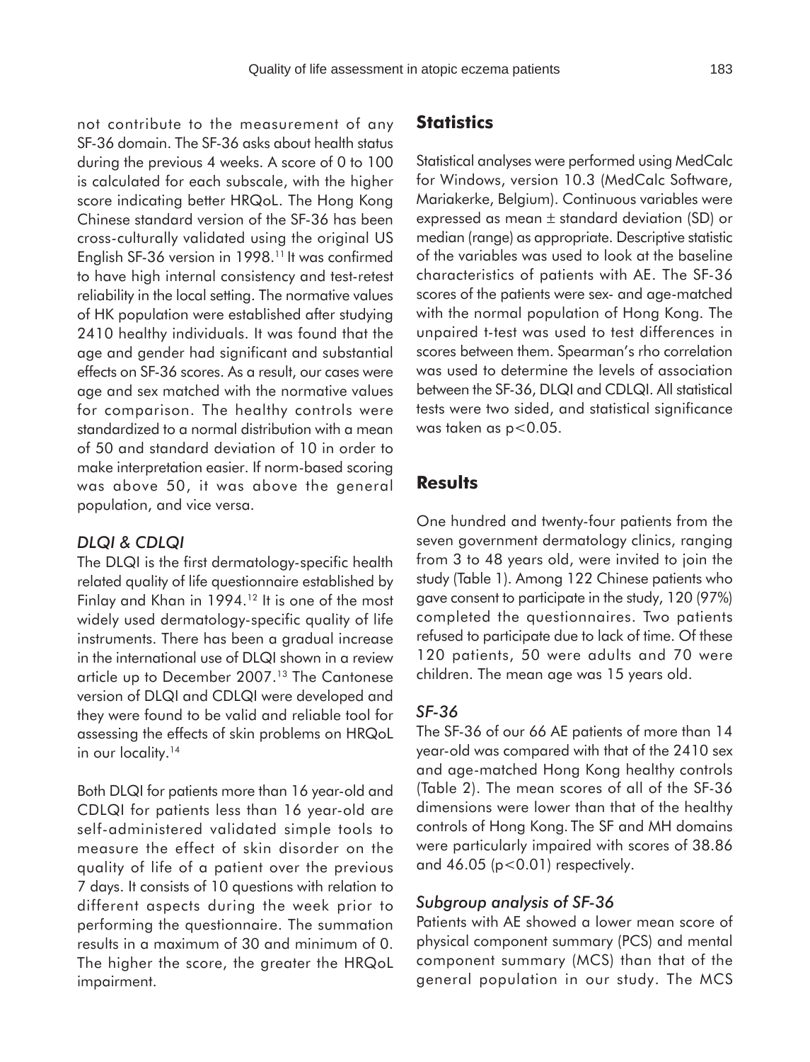not contribute to the measurement of any SF-36 domain. The SF-36 asks about health status during the previous 4 weeks. A score of 0 to 100 is calculated for each subscale, with the higher score indicating better HRQoL. The Hong Kong Chinese standard version of the SF-36 has been cross-culturally validated using the original US English SF-36 version in 1998.[11] It was confirmed to have high internal consistency and test-retest reliability in the local setting. The normative values of HK population were established after studying 2410 healthy individuals. It was found that the age and gender had significant and substantial effects on SF-36 scores. As a result, our cases were age and sex matched with the normative values for comparison. The healthy controls were standardized to a normal distribution with a mean of 50 and standard deviation of 10 in order to make interpretation easier. If norm-based scoring was above 50, it was above the general population, and vice versa.

### *DLQI & CDLQI*

The DLQI is the first dermatology-specific health related quality of life questionnaire established by Finlay and Khan in 1994.[12] It is one of the most widely used dermatology-specific quality of life instruments. There has been a gradual increase in the international use of DLQI shown in a review article up to December 2007.[13] The Cantonese version of DLQI and CDLQI were developed and they were found to be valid and reliable tool for assessing the effects of skin problems on HRQoL in our locality.[14]

Both DLQI for patients more than 16 year-old and CDLQI for patients less than 16 year-old are self-administered validated simple tools to measure the effect of skin disorder on the quality of life of a patient over the previous 7 days. It consists of 10 questions with relation to different aspects during the week prior to performing the questionnaire. The summation results in a maximum of 30 and minimum of 0. The higher the score, the greater the HRQoL impairment.

## **Statistics**

Statistical analyses were performed using MedCalc for Windows, version 10.3 (MedCalc Software, Mariakerke, Belgium). Continuous variables were expressed as mean ± standard deviation (SD) or median (range) as appropriate. Descriptive statistic of the variables was used to look at the baseline characteristics of patients with AE. The SF-36 scores of the patients were sex- and age-matched with the normal population of Hong Kong. The unpaired t-test was used to test differences in scores between them. Spearman's rho correlation was used to determine the levels of association between the SF-36, DLQI and CDLQI. All statistical tests were two sided, and statistical significance was taken as $p<0.05$.

## **Results**

One hundred and twenty-four patients from the seven government dermatology clinics, ranging from 3 to 48 years old, were invited to join the study (Table 1). Among 122 Chinese patients who gave consent to participate in the study, 120 (97%) completed the questionnaires. Two patients refused to participate due to lack of time. Of these 120 patients, 50 were adults and 70 were children. The mean age was 15 years old.

### *SF-36*

The SF-36 of our 66 AE patients of more than 14 year-old was compared with that of the 2410 sex and age-matched Hong Kong healthy controls (Table 2). The mean scores of all of the SF-36 dimensions were lower than that of the healthy controls of Hong Kong. The SF and MH domains were particularly impaired with scores of 38.86 and 46.05 ($p<0.01$) respectively.

### *Subgroup analysis of SF-36*

Patients with AE showed a lower mean score of physical component summary (PCS) and mental component summary (MCS) than that of the general population in our study. The MCS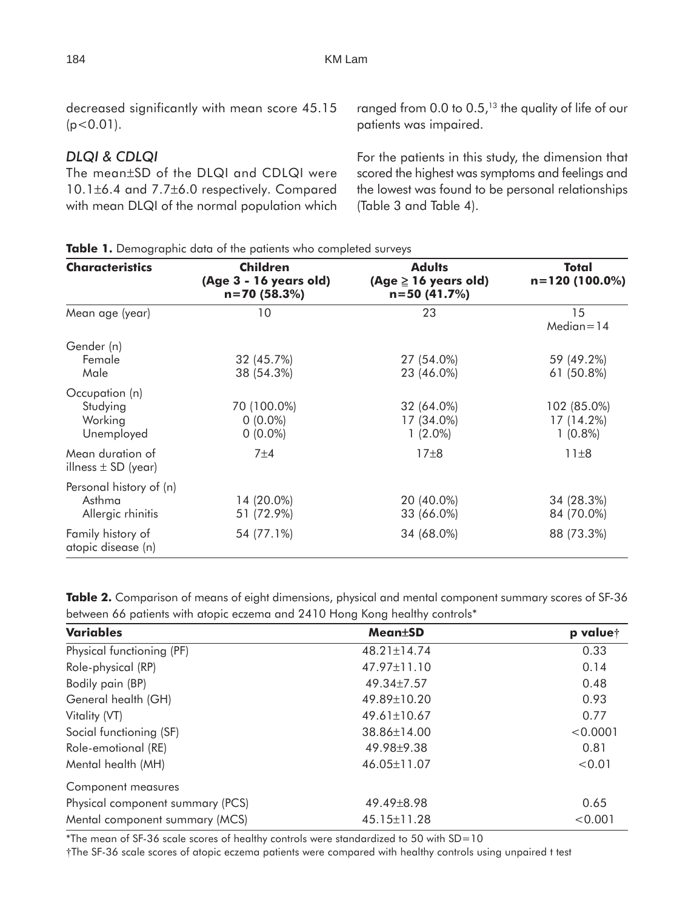decreased significantly with mean score 45.15 ($p<0.01$).

### *DLQI & CDLQI*

The mean±SD of the DLQI and CDLQI were 10.1±6.4 and 7.7±6.0 respectively. Compared with mean DLQI of the normal population which ranged from 0.0 to 0.5,[13] the quality of life of our patients was impaired.

For the patients in this study, the dimension that scored the highest was symptoms and feelings and the lowest was found to be personal relationships (Table 3 and Table 4).

**Table 1.** Demographic data of the patients who completed surveys

| Characteristics | Children (Age 3 - 16 years old) n=70 (58.3%) | Adults (Age ≧ 16 years old) n=50 (41.7%) | Total n=120 (100.0%) |
|---|---|---|---|
| Mean age (year) | 10 | 23 | 15 Median=14 |
| Gender (n) | | | |
| Female | 32 (45.7%) | 27 (54.0%) | 59 (49.2%) |
| Male | 38 (54.3%) | 23 (46.0%) | 61 (50.8%) |
| Occupation (n) | | | |
| Studying | 70 (100.0%) | 32 (64.0%) | 102 (85.0%) |
| Working | 0 (0.0%) | 17 (34.0%) | 17 (14.2%) |
| Unemployed | 0 (0.0%) | 1 (2.0%) | 1 (0.8%) |
| Mean duration of illness ± SD (year) | 7±4 | 17±8 | 11±8 |
| Personal history of (n) | | | |
| Asthma | 14 (20.0%) | 20 (40.0%) | 34 (28.3%) |
| Allergic rhinitis | 51 (72.9%) | 33 (66.0%) | 84 (70.0%) |
| Family history of atopic disease (n) | 54 (77.1%) | 34 (68.0%) | 88 (73.3%) |

**Table 2.** Comparison of means of eight dimensions, physical and mental component summary scores of SF-36 between 66 patients with atopic eczema and 2410 Hong Kong healthy controls*

| Variables | Mean±SD | p value† |
|---|---|---|
| Physical functioning (PF) | 48.21±14.74 | 0.33 |
| Role-physical (RP) | 47.97±11.10 | 0.14 |
| Bodily pain (BP) | 49.34±7.57 | 0.48 |
| General health (GH) | 49.89±10.20 | 0.93 |
| Vitality (VT) | 49.61±10.67 | 0.77 |
| Social functioning (SF) | 38.86±14.00 | <0.0001 |
| Role-emotional (RE) | 49.98±9.38 | 0.81 |
| Mental health (MH) | 46.05±11.07 | <0.01 |
| Component measures | | |
| Physical component summary (PCS) | 49.49±8.98 | 0.65 |
| Mental component summary (MCS) | 45.15±11.28 | <0.001 |

*The mean of SF-36 scale scores of healthy controls were standardized to 50 with SD=10

†The SF-36 scale scores of atopic eczema patients were compared with healthy controls using unpaired t test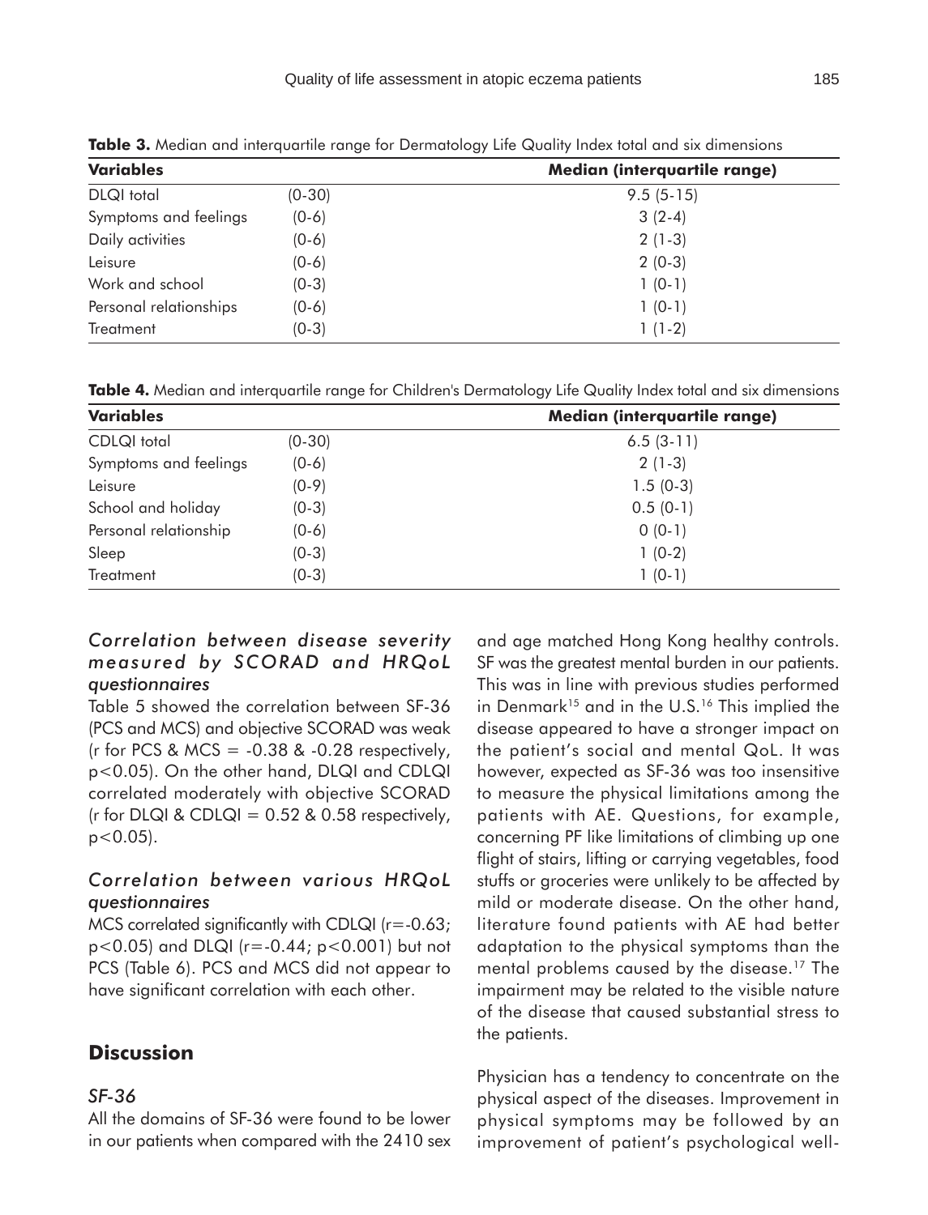**Table 3.** Median and interquartile range for Dermatology Life Quality Index total and six dimensions

| Variables | | Median (interquartile range) |
|---|---|---|
| DLQI total | (0-30) | 9.5 (5-15) |
| Symptoms and feelings | (0-6) | 3 (2-4) |
| Daily activities | (0-6) | 2 (1-3) |
| Leisure | (0-6) | 2 (0-3) |
| Work and school | (0-3) | 1 (0-1) |
| Personal relationships | (0-6) | 1 (0-1) |
| Treatment | (0-3) | 1 (1-2) |

**Table 4.** Median and interquartile range for Children's Dermatology Life Quality Index total and six dimensions

| Variables | | Median (interquartile range) |
|---|---|---|
| CDLQI total | (0-30) | 6.5 (3-11) |
| Symptoms and feelings | (0-6) | 2 (1-3) |
| Leisure | (0-9) | 1.5 (0-3) |
| School and holiday | (0-3) | 0.5 (0-1) |
| Personal relationship | (0-6) | 0 (0-1) |
| Sleep | (0-3) | 1 (0-2) |
| Treatment | (0-3) | 1 (0-1) |

### *Correlation between disease severity measured by SCORAD and HRQoL questionnaires*

Table 5 showed the correlation between SF-36 (PCS and MCS) and objective SCORAD was weak (r for PCS & MCS = -0.38 & -0.28 respectively, $p<0.05$). On the other hand, DLQI and CDLQI correlated moderately with objective SCORAD (r for DLQI & CDLQI = 0.52 & 0.58 respectively, $p<0.05$).

### *Correlation between various HRQoL questionnaires*

MCS correlated significantly with CDLQI ($r=-0.63$; $p<0.05$) and DLQI ($r=-0.44$; $p<0.001$) but not PCS (Table 6). PCS and MCS did not appear to have significant correlation with each other.

## Discussion

### *SF-36*

All the domains of SF-36 were found to be lower in our patients when compared with the 2410 sex and age matched Hong Kong healthy controls. SF was the greatest mental burden in our patients. This was in line with previous studies performed in Denmark[15] and in the U.S.[16] This implied the disease appeared to have a stronger impact on the patient's social and mental QoL. It was however, expected as SF-36 was too insensitive to measure the physical limitations among the patients with AE. Questions, for example, concerning PF like limitations of climbing up one flight of stairs, lifting or carrying vegetables, food stuffs or groceries were unlikely to be affected by mild or moderate disease. On the other hand, literature found patients with AE had better adaptation to the physical symptoms than the mental problems caused by the disease.[17] The impairment may be related to the visible nature of the disease that caused substantial stress to the patients.

Physician has a tendency to concentrate on the physical aspect of the diseases. Improvement in physical symptoms may be followed by an improvement of patient's psychological well-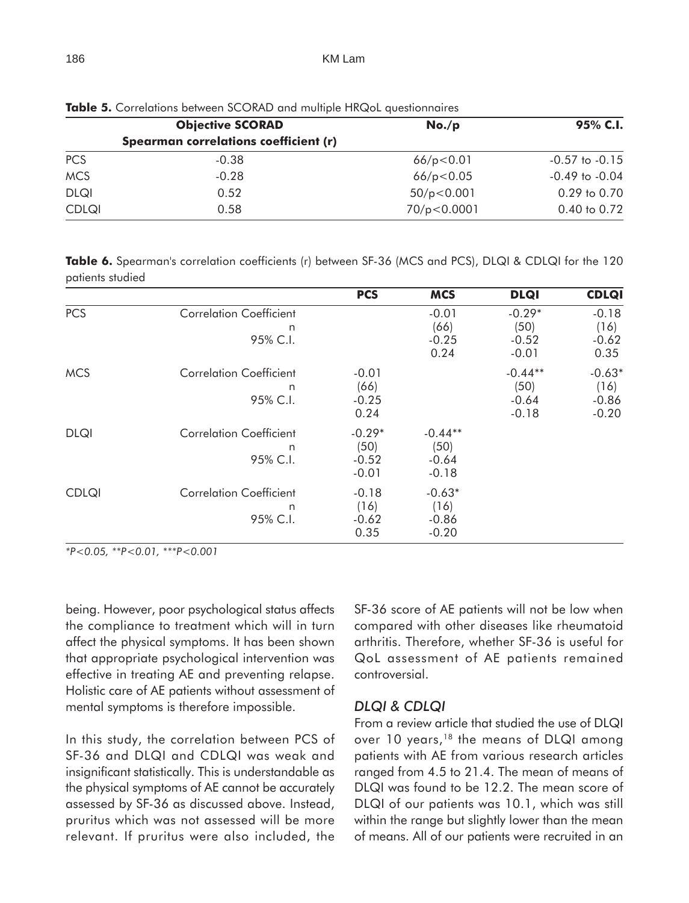**Table 5.** Correlations between SCORAD and multiple HRQoL questionnaires

| | Objective SCORAD Spearman correlations coefficient (r) | No./p | 95% C.I. |
|---|---|---|---|
| PCS | -0.38 | 66/p<0.01 | -0.57 to -0.15 |
| MCS | -0.28 | 66/p<0.05 | -0.49 to -0.04 |
| DLQI | 0.52 | 50/p<0.001 | 0.29 to 0.70 |
| CDLQI | 0.58 | 70/p<0.0001 | 0.40 to 0.72 |

**Table 6.** Spearman's correlation coefficients (r) between SF-36 (MCS and PCS), DLQI & CDLQI for the 120 patients studied

| | | PCS | MCS | DLQI | CDLQI |
|---|---|---|---|---|---|
| PCS | Correlation Coefficient | | -0.01 | -0.29* | -0.18 |
| | n | | (66) | (50) | (16) |
| | 95% C.I. | | -0.25 | -0.52 | -0.62 |
| | | | 0.24 | -0.01 | 0.35 |
| MCS | Correlation Coefficient | -0.01 | | -0.44** | -0.63* |
| | n | (66) | | (50) | (16) |
| | 95% C.I. | -0.25 | | -0.64 | -0.86 |
| | | 0.24 | | -0.18 | -0.20 |
| DLQI | Correlation Coefficient | -0.29* | -0.44** | | |
| | n | (50) | (50) | | |
| | 95% C.I. | -0.52 | -0.64 | | |
| | | -0.01 | -0.18 | | |
| CDLQI | Correlation Coefficient | -0.18 | -0.63* | | |
| | n | (16) | (16) | | |
| | 95% C.I. | -0.62 | -0.86 | | |
| | | 0.35 | -0.20 | | |

*$^{*}P<0.05$, $^{**}P<0.01$, $^{***}P<0.001$*

being. However, poor psychological status affects the compliance to treatment which will in turn affect the physical symptoms. It has been shown that appropriate psychological intervention was effective in treating AE and preventing relapse. Holistic care of AE patients without assessment of mental symptoms is therefore impossible.

In this study, the correlation between PCS of SF-36 and DLQI and CDLQI was weak and insignificant statistically. This is understandable as the physical symptoms of AE cannot be accurately assessed by SF-36 as discussed above. Instead, pruritus which was not assessed will be more relevant. If pruritus were also included, the SF-36 score of AE patients will not be low when compared with other diseases like rheumatoid arthritis. Therefore, whether SF-36 is useful for QoL assessment of AE patients remained controversial.

### *DLQI & CDLQI*

From a review article that studied the use of DLQI over 10 years,[18] the means of DLQI among patients with AE from various research articles ranged from 4.5 to 21.4. The mean of means of DLQI was found to be 12.2. The mean score of DLQI of our patients was 10.1, which was still within the range but slightly lower than the mean of means. All of our patients were recruited in an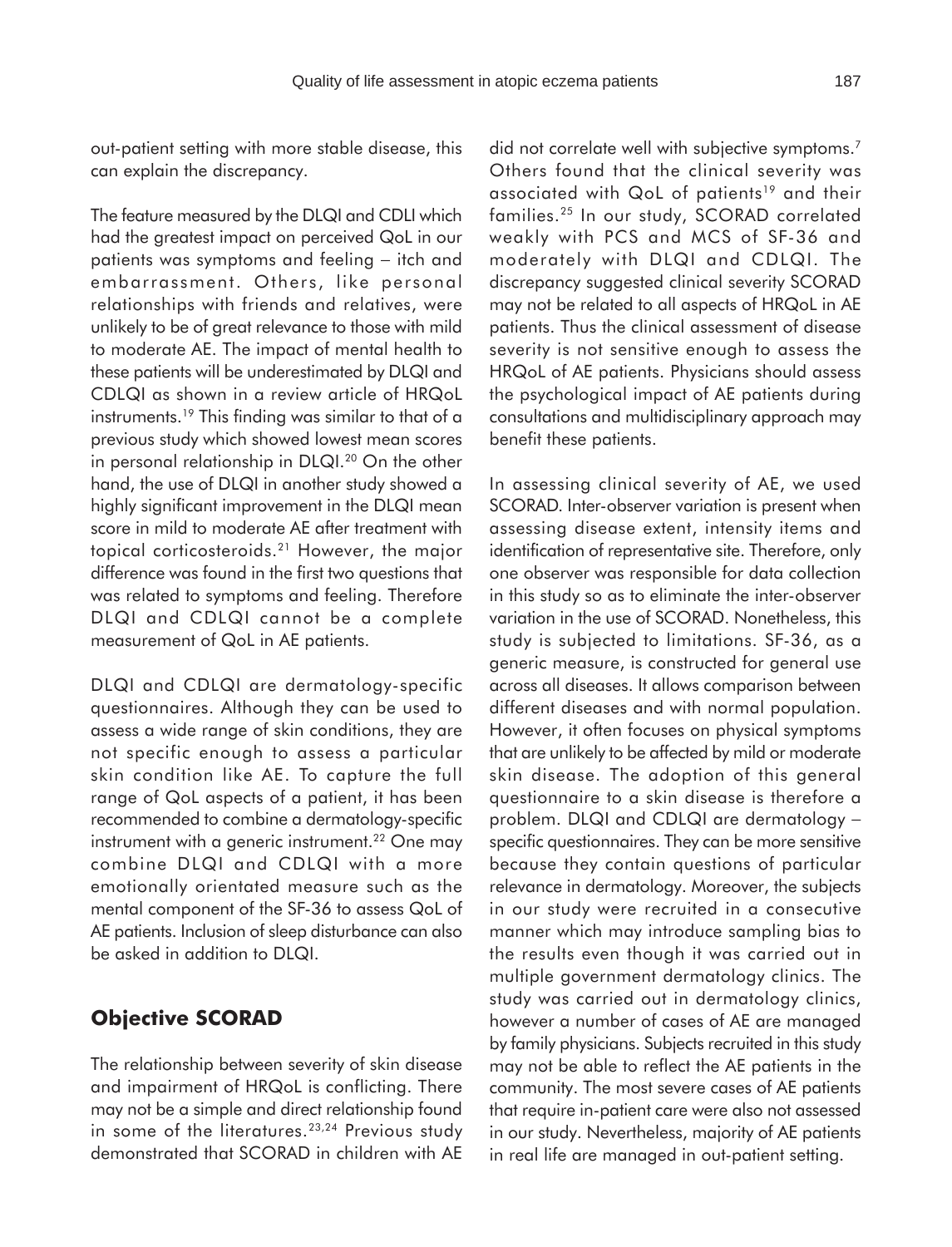out-patient setting with more stable disease, this can explain the discrepancy.

The feature measured by the DLQI and CDLI which had the greatest impact on perceived QoL in our patients was symptoms and feeling – itch and embarrassment. Others, like personal relationships with friends and relatives, were unlikely to be of great relevance to those with mild to moderate AE. The impact of mental health to these patients will be underestimated by DLQI and CDLQI as shown in a review article of HRQoL instruments.[19] This finding was similar to that of a previous study which showed lowest mean scores in personal relationship in DLQI.[20] On the other hand, the use of DLQI in another study showed a highly significant improvement in the DLQI mean score in mild to moderate AE after treatment with topical corticosteroids.[21] However, the major difference was found in the first two questions that was related to symptoms and feeling. Therefore DLQI and CDLQI cannot be a complete measurement of QoL in AE patients.

DLQI and CDLQI are dermatology-specific questionnaires. Although they can be used to assess a wide range of skin conditions, they are not specific enough to assess a particular skin condition like AE. To capture the full range of QoL aspects of a patient, it has been recommended to combine a dermatology-specific instrument with a generic instrument.[22] One may combine DLQI and CDLQI with a more emotionally orientated measure such as the mental component of the SF-36 to assess QoL of AE patients. Inclusion of sleep disturbance can also be asked in addition to DLQI.

## Objective SCORAD

The relationship between severity of skin disease and impairment of HRQoL is conflicting. There may not be a simple and direct relationship found in some of the literatures.[23,24] Previous study demonstrated that SCORAD in children with AE did not correlate well with subjective symptoms.[7] Others found that the clinical severity was associated with QoL of patients[19] and their families.[25] In our study, SCORAD correlated weakly with PCS and MCS of SF-36 and moderately with DLQI and CDLQI. The discrepancy suggested clinical severity SCORAD may not be related to all aspects of HRQoL in AE patients. Thus the clinical assessment of disease severity is not sensitive enough to assess the HRQoL of AE patients. Physicians should assess the psychological impact of AE patients during consultations and multidisciplinary approach may benefit these patients.

In assessing clinical severity of AE, we used SCORAD. Inter-observer variation is present when assessing disease extent, intensity items and identification of representative site. Therefore, only one observer was responsible for data collection in this study so as to eliminate the inter-observer variation in the use of SCORAD. Nonetheless, this study is subjected to limitations. SF-36, as a generic measure, is constructed for general use across all diseases. It allows comparison between different diseases and with normal population. However, it often focuses on physical symptoms that are unlikely to be affected by mild or moderate skin disease. The adoption of this general questionnaire to a skin disease is therefore a problem. DLQI and CDLQI are dermatology – specific questionnaires. They can be more sensitive because they contain questions of particular relevance in dermatology. Moreover, the subjects in our study were recruited in a consecutive manner which may introduce sampling bias to the results even though it was carried out in multiple government dermatology clinics. The study was carried out in dermatology clinics, however a number of cases of AE are managed by family physicians. Subjects recruited in this study may not be able to reflect the AE patients in the community. The most severe cases of AE patients that require in-patient care were also not assessed in our study. Nevertheless, majority of AE patients in real life are managed in out-patient setting.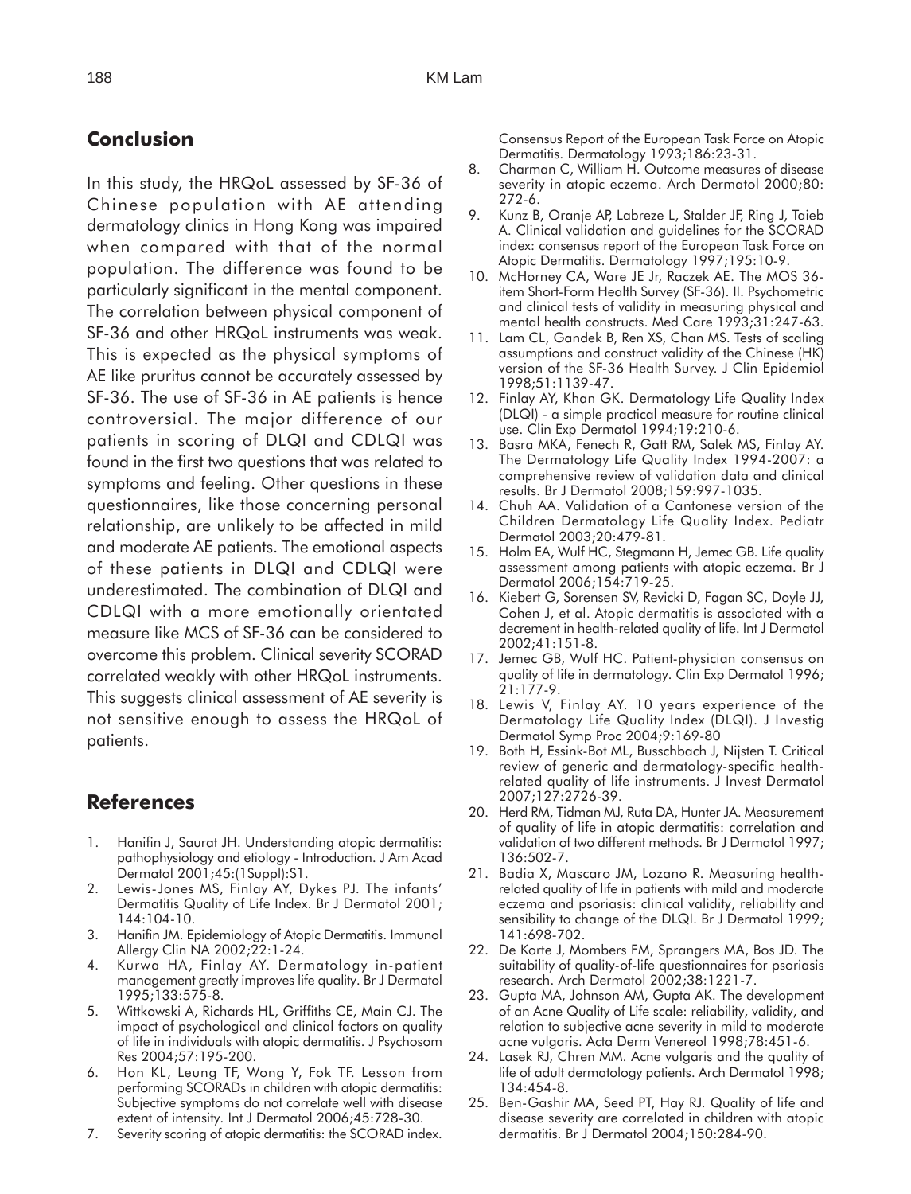## Conclusion

In this study, the HRQoL assessed by SF-36 of Chinese population with AE attending dermatology clinics in Hong Kong was impaired when compared with that of the normal population. The difference was found to be particularly significant in the mental component. The correlation between physical component of SF-36 and other HRQoL instruments was weak. This is expected as the physical symptoms of AE like pruritus cannot be accurately assessed by SF-36. The use of SF-36 in AE patients is hence controversial. The major difference of our patients in scoring of DLQI and CDLQI was found in the first two questions that was related to symptoms and feeling. Other questions in these questionnaires, like those concerning personal relationship, are unlikely to be affected in mild and moderate AE patients. The emotional aspects of these patients in DLQI and CDLQI were underestimated. The combination of DLQI and CDLQI with a more emotionally orientated measure like MCS of SF-36 can be considered to overcome this problem. Clinical severity SCORAD correlated weakly with other HRQoL instruments. This suggests clinical assessment of AE severity is not sensitive enough to assess the HRQoL of patients.

## References

1. Hanifin J, Saurat JH. Understanding atopic dermatitis: pathophysiology and etiology - Introduction. J Am Acad Dermatol 2001;45:(1Suppl):S1.
2. Lewis-Jones MS, Finlay AY, Dykes PJ. The infants' Dermatitis Quality of Life Index. Br J Dermatol 2001; 144:104-10.
3. Hanifin JM. Epidemiology of Atopic Dermatitis. Immunol Allergy Clin NA 2002;22:1-24.
4. Kurwa HA, Finlay AY. Dermatology in-patient management greatly improves life quality. Br J Dermatol 1995;133:575-8.
5. Wittkowski A, Richards HL, Griffiths CE, Main CJ. The impact of psychological and clinical factors on quality of life in individuals with atopic dermatitis. J Psychosom Res 2004;57:195-200.
6. Hon KL, Leung TF, Wong Y, Fok TF. Lesson from performing SCORADs in children with atopic dermatitis: Subjective symptoms do not correlate well with disease extent of intensity. Int J Dermatol 2006;45:728-30.
7. Severity scoring of atopic dermatitis: the SCORAD index. Consensus Report of the European Task Force on Atopic Dermatitis. Dermatology 1993;186:23-31.
8. Charman C, William H. Outcome measures of disease severity in atopic eczema. Arch Dermatol 2000;80: 272-6.
9. Kunz B, Oranje AP, Labreze L, Stalder JF, Ring J, Taieb A. Clinical validation and guidelines for the SCORAD index: consensus report of the European Task Force on Atopic Dermatitis. Dermatology 1997;195:10-9.
10. McHorney CA, Ware JE Jr, Raczek AE. The MOS 36-item Short-Form Health Survey (SF-36). II. Psychometric and clinical tests of validity in measuring physical and mental health constructs. Med Care 1993;31:247-63.
11. Lam CL, Gandek B, Ren XS, Chan MS. Tests of scaling assumptions and construct validity of the Chinese (HK) version of the SF-36 Health Survey. J Clin Epidemiol 1998;51:1139-47.
12. Finlay AY, Khan GK. Dermatology Life Quality Index (DLQI) - a simple practical measure for routine clinical use. Clin Exp Dermatol 1994;19:210-6.
13. Basra MKA, Fenech R, Gatt RM, Salek MS, Finlay AY. The Dermatology Life Quality Index 1994-2007: a comprehensive review of validation data and clinical results. Br J Dermatol 2008;159:997-1035.
14. Chuh AA. Validation of a Cantonese version of the Children Dermatology Life Quality Index. Pediatr Dermatol 2003;20:479-81.
15. Holm EA, Wulf HC, Stegmann H, Jemec GB. Life quality assessment among patients with atopic eczema. Br J Dermatol 2006;154:719-25.
16. Kiebert G, Sorensen SV, Revicki D, Fagan SC, Doyle JJ, Cohen J, et al. Atopic dermatitis is associated with a decrement in health-related quality of life. Int J Dermatol 2002;41:151-8.
17. Jemec GB, Wulf HC. Patient-physician consensus on quality of life in dermatology. Clin Exp Dermatol 1996; 21:177-9.
18. Lewis V, Finlay AY. 10 years experience of the Dermatology Life Quality Index (DLQI). J Investig Dermatol Symp Proc 2004;9:169-80
19. Both H, Essink-Bot ML, Busschbach J, Nijsten T. Critical review of generic and dermatology-specific health-related quality of life instruments. J Invest Dermatol 2007;127:2726-39.
20. Herd RM, Tidman MJ, Ruta DA, Hunter JA. Measurement of quality of life in atopic dermatitis: correlation and validation of two different methods. Br J Dermatol 1997; 136:502-7.
21. Badia X, Mascaro JM, Lozano R. Measuring health-related quality of life in patients with mild and moderate eczema and psoriasis: clinical validity, reliability and sensibility to change of the DLQI. Br J Dermatol 1999; 141:698-702.
22. De Korte J, Mombers FM, Sprangers MA, Bos JD. The suitability of quality-of-life questionnaires for psoriasis research. Arch Dermatol 2002;38:1221-7.
23. Gupta MA, Johnson AM, Gupta AK. The development of an Acne Quality of Life scale: reliability, validity, and relation to subjective acne severity in mild to moderate acne vulgaris. Acta Derm Venereol 1998;78:451-6.
24. Lasek RJ, Chren MM. Acne vulgaris and the quality of life of adult dermatology patients. Arch Dermatol 1998; 134:454-8.
25. Ben-Gashir MA, Seed PT, Hay RJ. Quality of life and disease severity are correlated in children with atopic dermatitis. Br J Dermatol 2004;150:284-90.